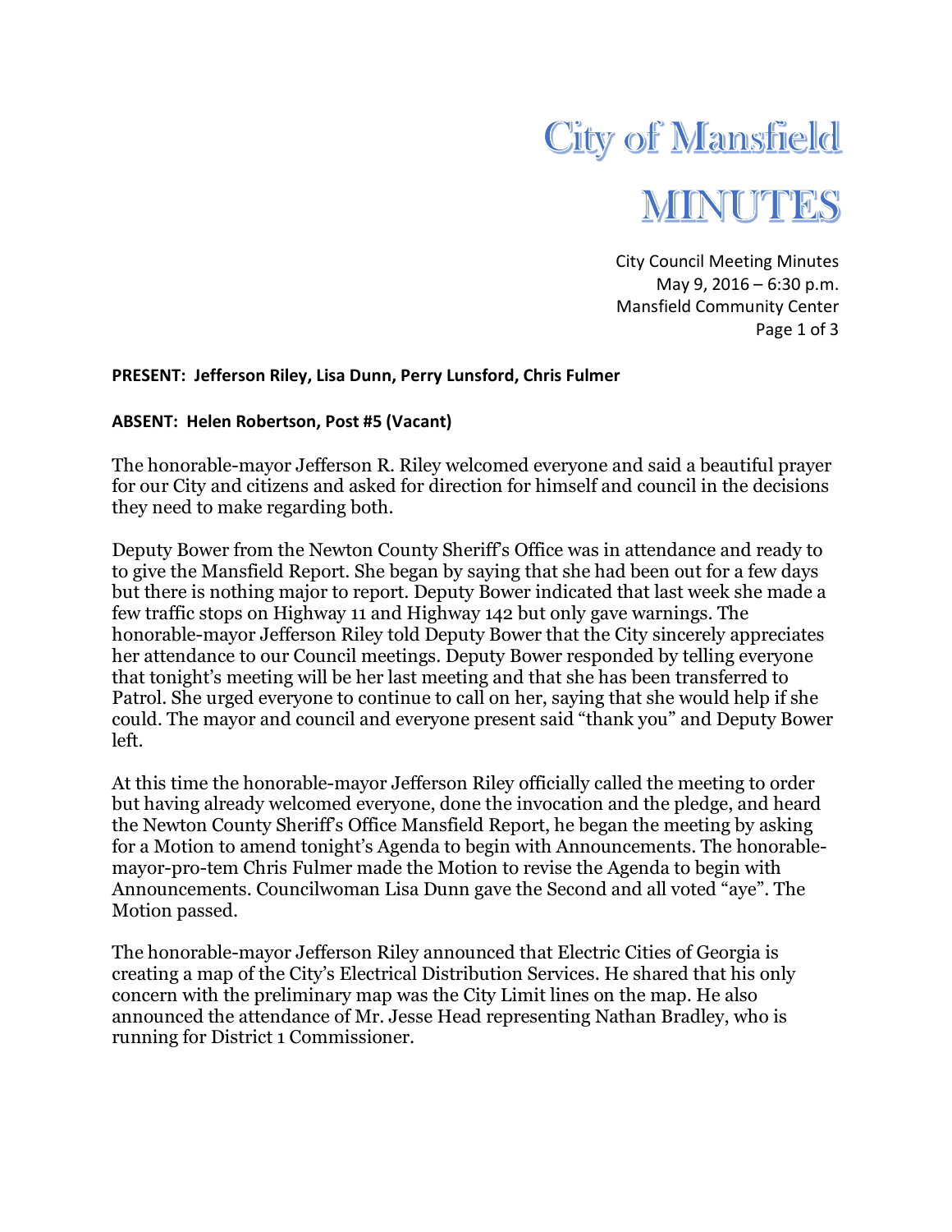# City of Mansfield

# MINUTES

City Council Meeting Minutes
May 9, 2016 – 6:30 p.m.
Mansfield Community Center

**PRESENT: Jefferson Riley, Lisa Dunn, Perry Lunsford, Chris Fulmer**

**ABSENT: Helen Robertson, Post #5 (Vacant)**

The honorable-mayor Jefferson R. Riley welcomed everyone and said a beautiful prayer for our City and citizens and asked for direction for himself and council in the decisions they need to make regarding both.

Deputy Bower from the Newton County Sheriff's Office was in attendance and ready to to give the Mansfield Report. She began by saying that she had been out for a few days but there is nothing major to report. Deputy Bower indicated that last week she made a few traffic stops on Highway 11 and Highway 142 but only gave warnings. The honorable-mayor Jefferson Riley told Deputy Bower that the City sincerely appreciates her attendance to our Council meetings. Deputy Bower responded by telling everyone that tonight's meeting will be her last meeting and that she has been transferred to Patrol. She urged everyone to continue to call on her, saying that she would help if she could. The mayor and council and everyone present said "thank you" and Deputy Bower left.

At this time the honorable-mayor Jefferson Riley officially called the meeting to order but having already welcomed everyone, done the invocation and the pledge, and heard the Newton County Sheriff's Office Mansfield Report, he began the meeting by asking for a Motion to amend tonight's Agenda to begin with Announcements. The honorable-mayor-pro-tem Chris Fulmer made the Motion to revise the Agenda to begin with Announcements. Councilwoman Lisa Dunn gave the Second and all voted "aye". The Motion passed.

The honorable-mayor Jefferson Riley announced that Electric Cities of Georgia is creating a map of the City's Electrical Distribution Services. He shared that his only concern with the preliminary map was the City Limit lines on the map. He also announced the attendance of Mr. Jesse Head representing Nathan Bradley, who is running for District 1 Commissioner.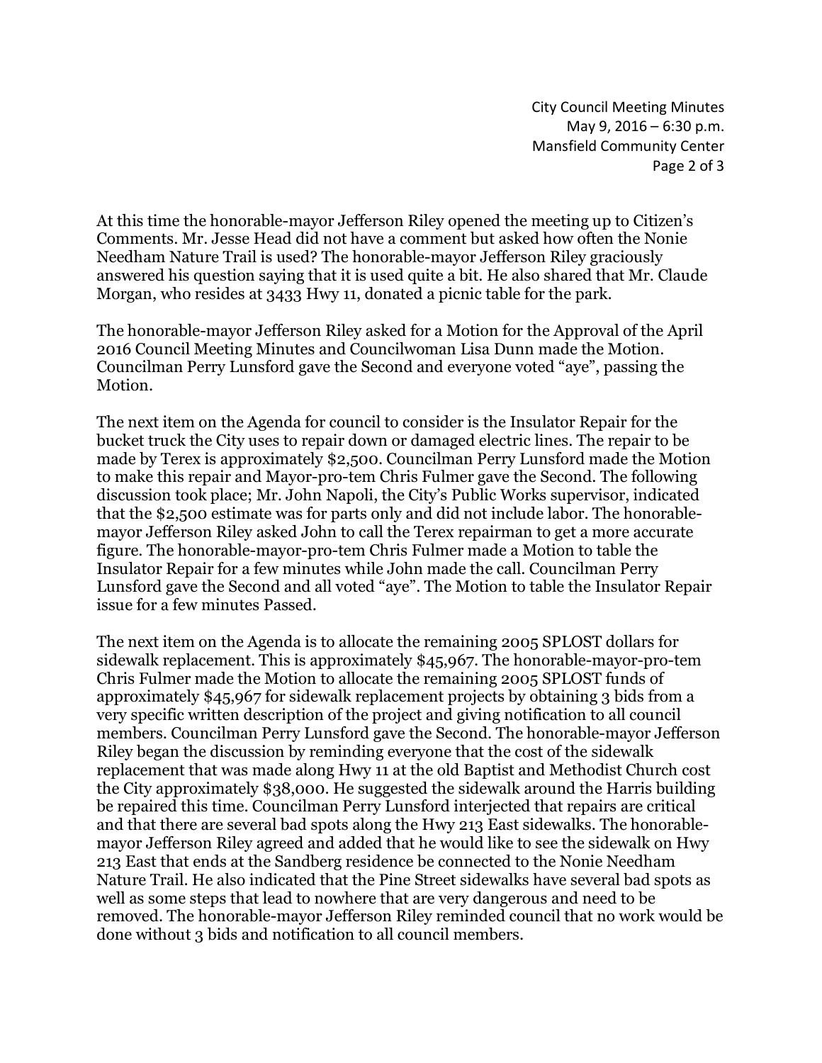At this time the honorable-mayor Jefferson Riley opened the meeting up to Citizen's Comments. Mr. Jesse Head did not have a comment but asked how often the Nonie Needham Nature Trail is used? The honorable-mayor Jefferson Riley graciously answered his question saying that it is used quite a bit. He also shared that Mr. Claude Morgan, who resides at 3433 Hwy 11, donated a picnic table for the park.

The honorable-mayor Jefferson Riley asked for a Motion for the Approval of the April 2016 Council Meeting Minutes and Councilwoman Lisa Dunn made the Motion. Councilman Perry Lunsford gave the Second and everyone voted "aye", passing the Motion.

The next item on the Agenda for council to consider is the Insulator Repair for the bucket truck the City uses to repair down or damaged electric lines. The repair to be made by Terex is approximately $2,500. Councilman Perry Lunsford made the Motion to make this repair and Mayor-pro-tem Chris Fulmer gave the Second. The following discussion took place; Mr. John Napoli, the City's Public Works supervisor, indicated that the $2,500 estimate was for parts only and did not include labor. The honorable-mayor Jefferson Riley asked John to call the Terex repairman to get a more accurate figure. The honorable-mayor-pro-tem Chris Fulmer made a Motion to table the Insulator Repair for a few minutes while John made the call. Councilman Perry Lunsford gave the Second and all voted "aye". The Motion to table the Insulator Repair issue for a few minutes Passed.

The next item on the Agenda is to allocate the remaining 2005 SPLOST dollars for sidewalk replacement. This is approximately $45,967. The honorable-mayor-pro-tem Chris Fulmer made the Motion to allocate the remaining 2005 SPLOST funds of approximately $45,967 for sidewalk replacement projects by obtaining 3 bids from a very specific written description of the project and giving notification to all council members. Councilman Perry Lunsford gave the Second. The honorable-mayor Jefferson Riley began the discussion by reminding everyone that the cost of the sidewalk replacement that was made along Hwy 11 at the old Baptist and Methodist Church cost the City approximately $38,000. He suggested the sidewalk around the Harris building be repaired this time. Councilman Perry Lunsford interjected that repairs are critical and that there are several bad spots along the Hwy 213 East sidewalks. The honorable-mayor Jefferson Riley agreed and added that he would like to see the sidewalk on Hwy 213 East that ends at the Sandberg residence be connected to the Nonie Needham Nature Trail. He also indicated that the Pine Street sidewalks have several bad spots as well as some steps that lead to nowhere that are very dangerous and need to be removed. The honorable-mayor Jefferson Riley reminded council that no work would be done without 3 bids and notification to all council members.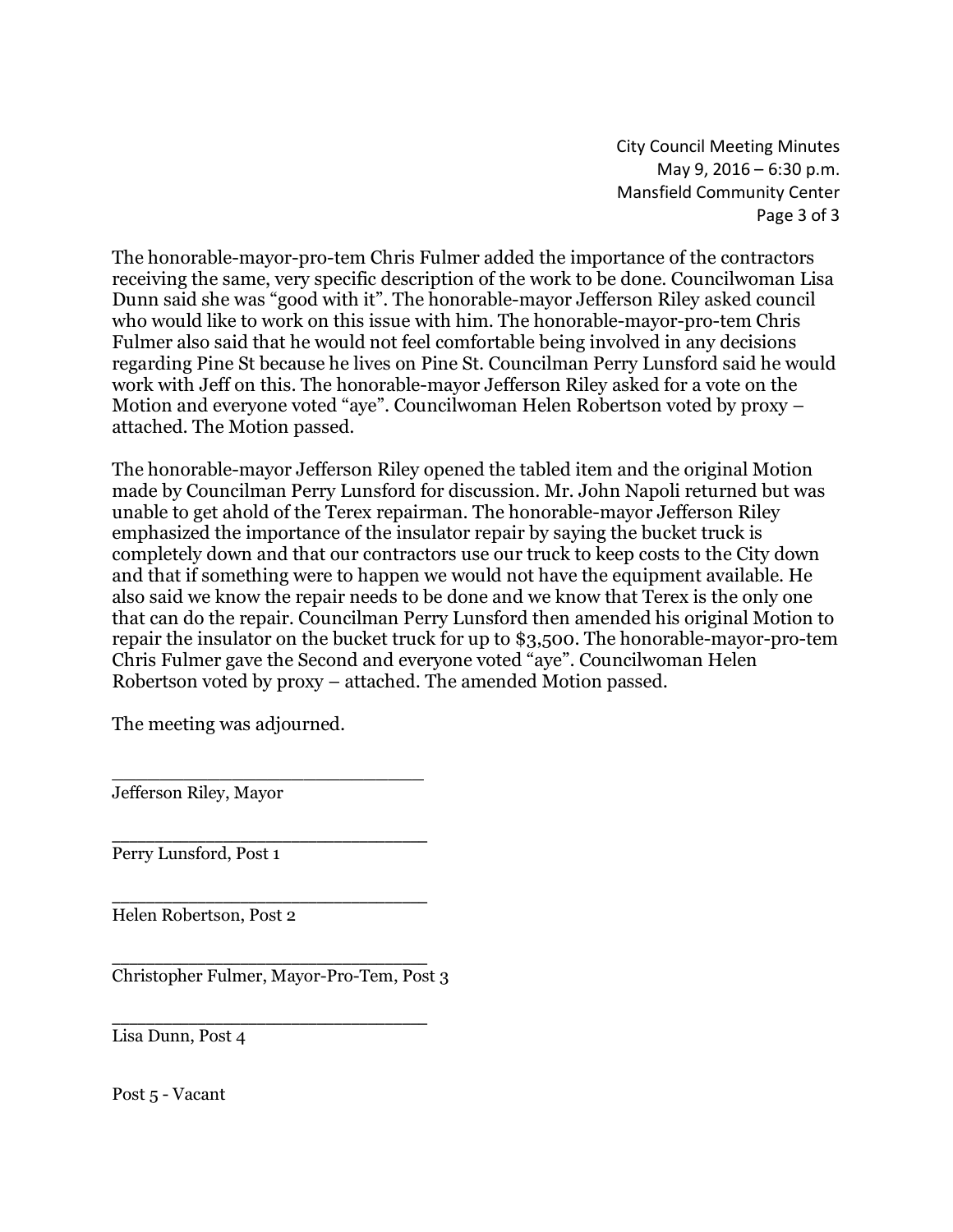The honorable-mayor-pro-tem Chris Fulmer added the importance of the contractors receiving the same, very specific description of the work to be done. Councilwoman Lisa Dunn said she was "good with it". The honorable-mayor Jefferson Riley asked council who would like to work on this issue with him. The honorable-mayor-pro-tem Chris Fulmer also said that he would not feel comfortable being involved in any decisions regarding Pine St because he lives on Pine St. Councilman Perry Lunsford said he would work with Jeff on this. The honorable-mayor Jefferson Riley asked for a vote on the Motion and everyone voted "aye". Councilwoman Helen Robertson voted by proxy – attached. The Motion passed.

The honorable-mayor Jefferson Riley opened the tabled item and the original Motion made by Councilman Perry Lunsford for discussion. Mr. John Napoli returned but was unable to get ahold of the Terex repairman. The honorable-mayor Jefferson Riley emphasized the importance of the insulator repair by saying the bucket truck is completely down and that our contractors use our truck to keep costs to the City down and that if something were to happen we would not have the equipment available. He also said we know the repair needs to be done and we know that Terex is the only one that can do the repair. Councilman Perry Lunsford then amended his original Motion to repair the insulator on the bucket truck for up to $3,500. The honorable-mayor-pro-tem Chris Fulmer gave the Second and everyone voted "aye". Councilwoman Helen Robertson voted by proxy – attached. The amended Motion passed.

The meeting was adjourned.

____________________________
Jefferson Riley, Mayor

____________________________
Perry Lunsford, Post 1

____________________________
Helen Robertson, Post 2

____________________________
Christopher Fulmer, Mayor-Pro-Tem, Post 3

____________________________
Lisa Dunn, Post 4

Post 5 - Vacant